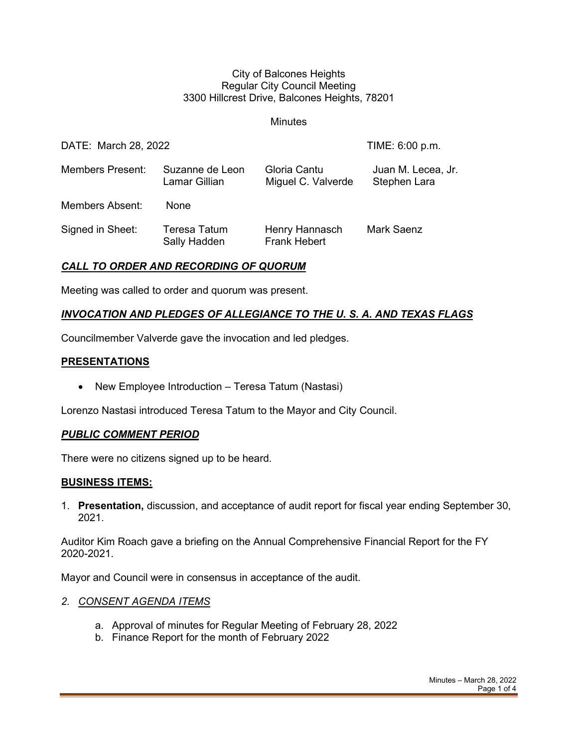City of Balcones Heights
Regular City Council Meeting
3300 Hillcrest Drive, Balcones Heights, 78201

Minutes

DATE: March 28, 2022 TIME: 6:00 p.m.

| | | | |
|---|---|---|---|
| Members Present: | Suzanne de Leon<br>Lamar Gillian | Gloria Cantu<br>Miguel C. Valverde | Juan M. Lecea, Jr.<br>Stephen Lara |
| Members Absent: | None | | |
| Signed in Sheet: | Teresa Tatum<br>Sally Hadden | Henry Hannasch<br>Frank Hebert | Mark Saenz |

## ***CALL TO ORDER AND RECORDING OF QUORUM***

Meeting was called to order and quorum was present.

## ***INVOCATION AND PLEDGES OF ALLEGIANCE TO THE U. S. A. AND TEXAS FLAGS***

Councilmember Valverde gave the invocation and led pledges.

## **PRESENTATIONS**

- New Employee Introduction – Teresa Tatum (Nastasi)

Lorenzo Nastasi introduced Teresa Tatum to the Mayor and City Council.

## ***PUBLIC COMMENT PERIOD***

There were no citizens signed up to be heard.

## **BUSINESS ITEMS:**

1. **Presentation,** discussion, and acceptance of audit report for fiscal year ending September 30, 2021.

Auditor Kim Roach gave a briefing on the Annual Comprehensive Financial Report for the FY 2020-2021.

Mayor and Council were in consensus in acceptance of the audit.

2. *CONSENT AGENDA ITEMS*

   a. Approval of minutes for Regular Meeting of February 28, 2022
   b. Finance Report for the month of February 2022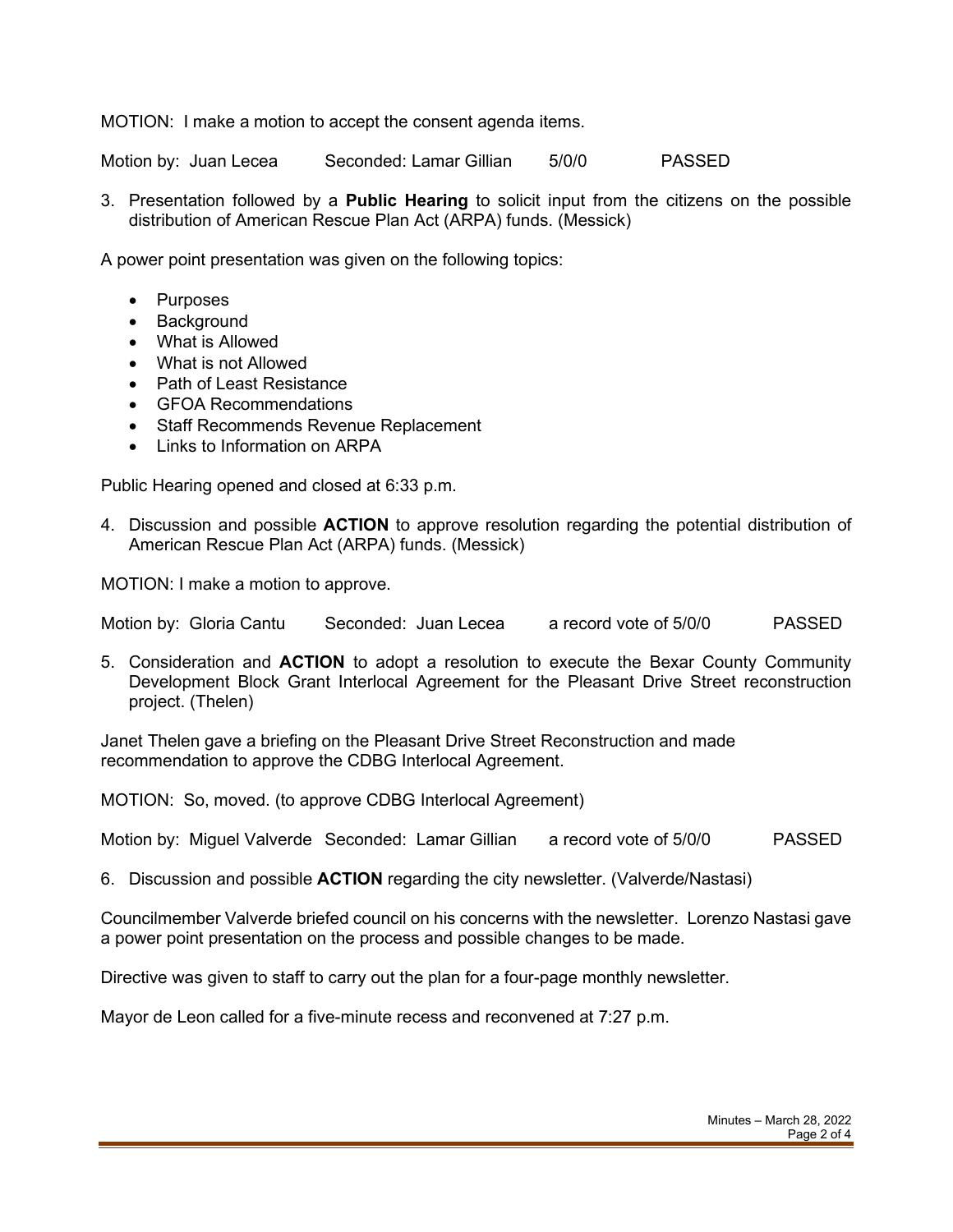MOTION: I make a motion to accept the consent agenda items.

Motion by: Juan Lecea Seconded: Lamar Gillian 5/0/0 PASSED

3. Presentation followed by a **Public Hearing** to solicit input from the citizens on the possible distribution of American Rescue Plan Act (ARPA) funds. (Messick)

A power point presentation was given on the following topics:

- Purposes
- Background
- What is Allowed
- What is not Allowed
- Path of Least Resistance
- GFOA Recommendations
- Staff Recommends Revenue Replacement
- Links to Information on ARPA

Public Hearing opened and closed at 6:33 p.m.

4. Discussion and possible **ACTION** to approve resolution regarding the potential distribution of American Rescue Plan Act (ARPA) funds. (Messick)

MOTION: I make a motion to approve.

Motion by: Gloria Cantu Seconded: Juan Lecea a record vote of 5/0/0 PASSED

5. Consideration and **ACTION** to adopt a resolution to execute the Bexar County Community Development Block Grant Interlocal Agreement for the Pleasant Drive Street reconstruction project. (Thelen)

Janet Thelen gave a briefing on the Pleasant Drive Street Reconstruction and made recommendation to approve the CDBG Interlocal Agreement.

MOTION: So, moved. (to approve CDBG Interlocal Agreement)

Motion by: Miguel Valverde Seconded: Lamar Gillian a record vote of 5/0/0 PASSED

6. Discussion and possible **ACTION** regarding the city newsletter. (Valverde/Nastasi)

Councilmember Valverde briefed council on his concerns with the newsletter. Lorenzo Nastasi gave a power point presentation on the process and possible changes to be made.

Directive was given to staff to carry out the plan for a four-page monthly newsletter.

Mayor de Leon called for a five-minute recess and reconvened at 7:27 p.m.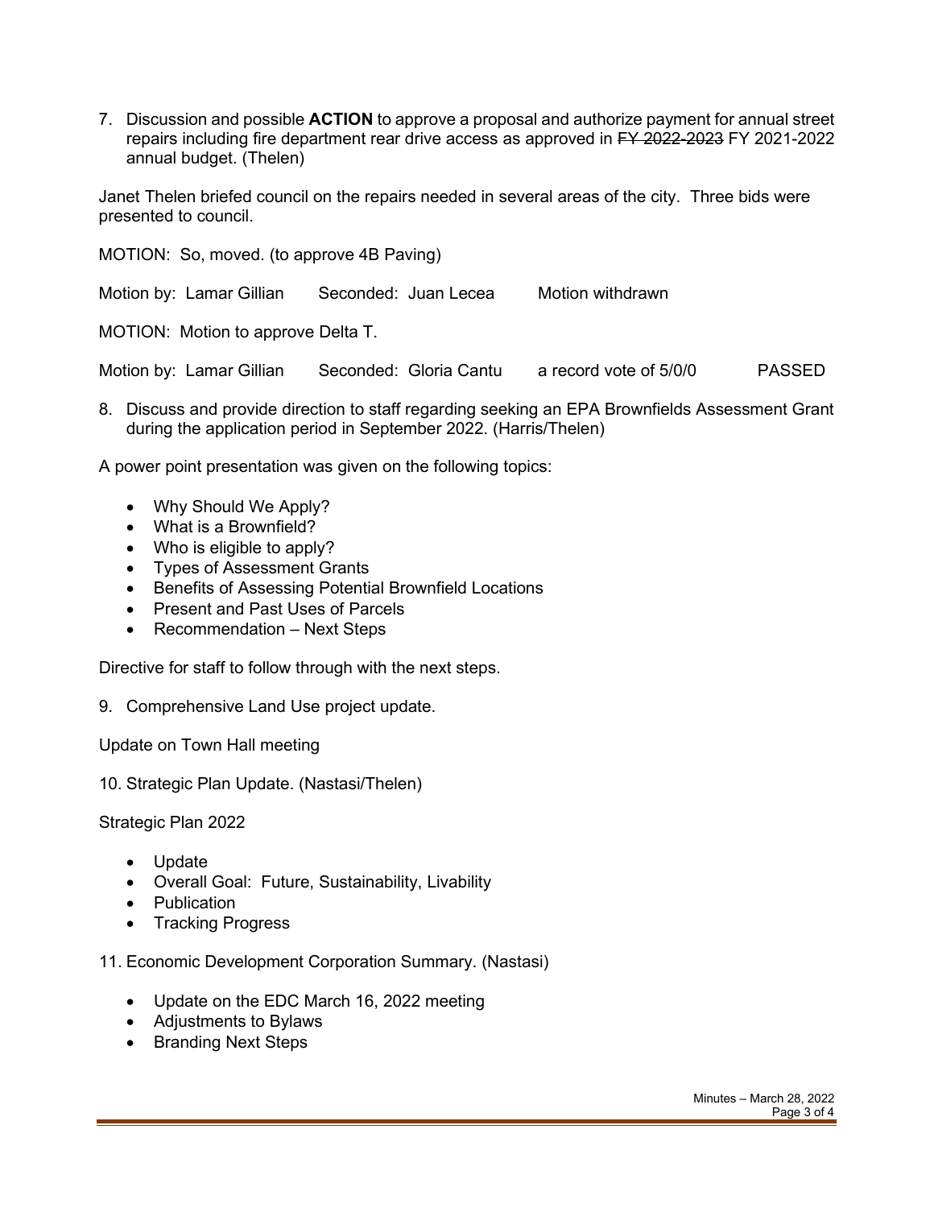7. Discussion and possible **ACTION** to approve a proposal and authorize payment for annual street repairs including fire department rear drive access as approved in ~~FY 2022-2023~~ FY 2021-2022 annual budget. (Thelen)

Janet Thelen briefed council on the repairs needed in several areas of the city. Three bids were presented to council.

MOTION: So, moved. (to approve 4B Paving)

Motion by: Lamar Gillian Seconded: Juan Lecea Motion withdrawn

MOTION: Motion to approve Delta T.

Motion by: Lamar Gillian Seconded: Gloria Cantu a record vote of 5/0/0 PASSED

8. Discuss and provide direction to staff regarding seeking an EPA Brownfields Assessment Grant during the application period in September 2022. (Harris/Thelen)

A power point presentation was given on the following topics:

- Why Should We Apply?
- What is a Brownfield?
- Who is eligible to apply?
- Types of Assessment Grants
- Benefits of Assessing Potential Brownfield Locations
- Present and Past Uses of Parcels
- Recommendation – Next Steps

Directive for staff to follow through with the next steps.

9. Comprehensive Land Use project update.

Update on Town Hall meeting

10. Strategic Plan Update. (Nastasi/Thelen)

Strategic Plan 2022

- Update
- Overall Goal: Future, Sustainability, Livability
- Publication
- Tracking Progress

11. Economic Development Corporation Summary. (Nastasi)

- Update on the EDC March 16, 2022 meeting
- Adjustments to Bylaws
- Branding Next Steps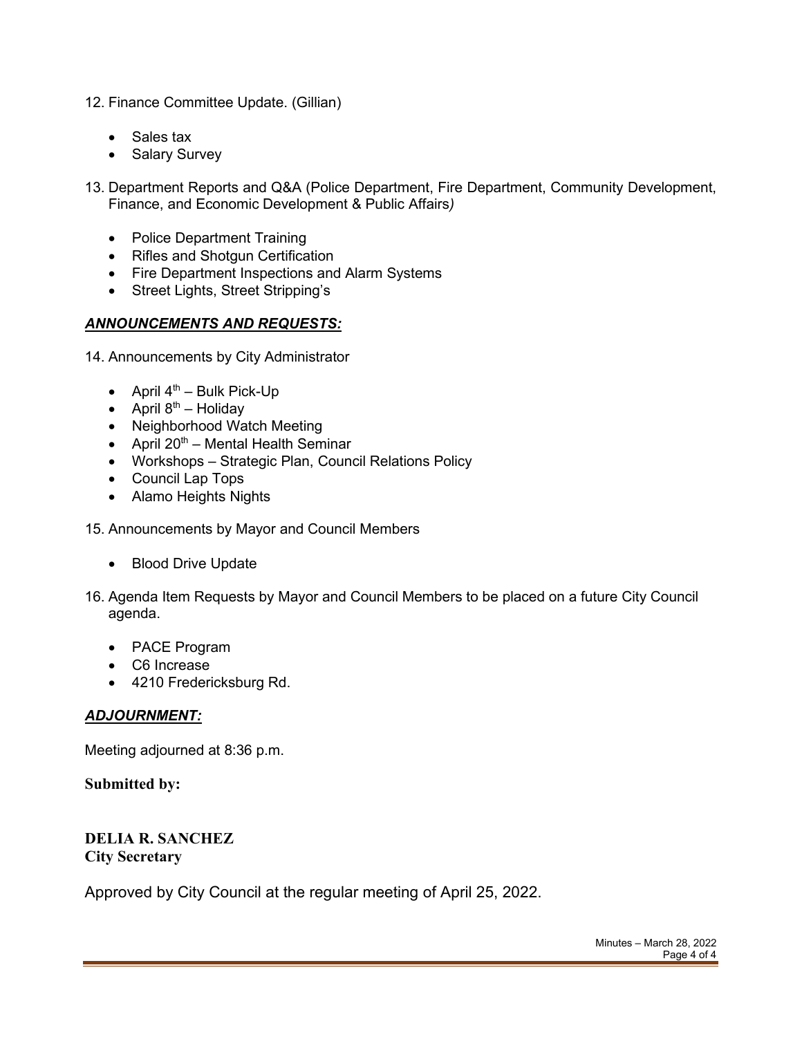12. Finance Committee Update. (Gillian)

- Sales tax
- Salary Survey

13. Department Reports and Q&A (Police Department, Fire Department, Community Development, Finance, and Economic Development & Public Affairs*)*

- Police Department Training
- Rifles and Shotgun Certification
- Fire Department Inspections and Alarm Systems
- Street Lights, Street Stripping's

***ANNOUNCEMENTS AND REQUESTS:***

14. Announcements by City Administrator

- April 4th – Bulk Pick-Up
- April 8th – Holiday
- Neighborhood Watch Meeting
- April 20th – Mental Health Seminar
- Workshops – Strategic Plan, Council Relations Policy
- Council Lap Tops
- Alamo Heights Nights

15. Announcements by Mayor and Council Members

- Blood Drive Update

16. Agenda Item Requests by Mayor and Council Members to be placed on a future City Council agenda.

- PACE Program
- C6 Increase
- 4210 Fredericksburg Rd.

***ADJOURNMENT:***

Meeting adjourned at 8:36 p.m.

**Submitted by:**

**DELIA R. SANCHEZ**
**City Secretary**

Approved by City Council at the regular meeting of April 25, 2022.